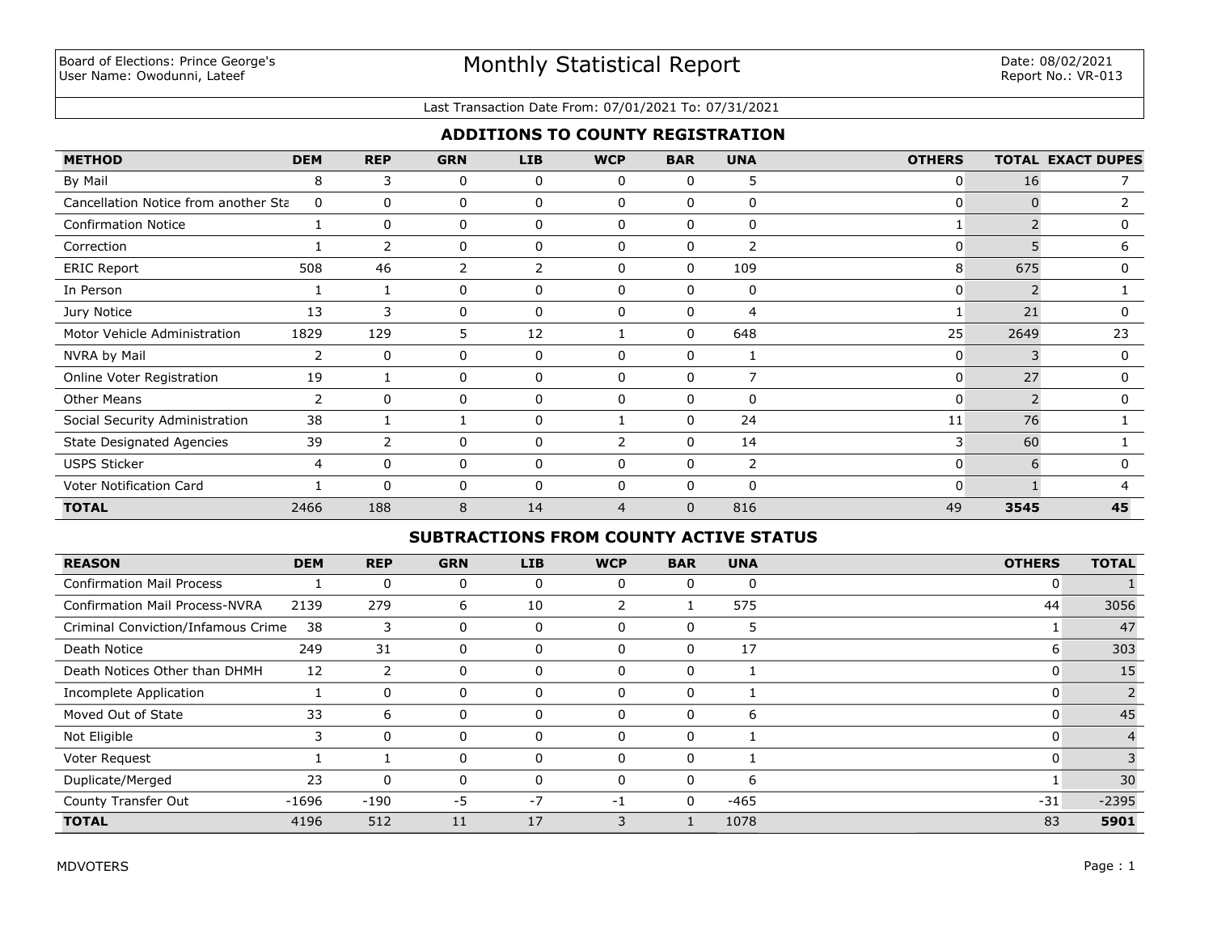Board of Elections: Prince George's
User Name: Owodunni, Lateef

# Monthly Statistical Report

Date: 08/02/2021
Report No.: VR-013

Last Transaction Date From: 07/01/2021 To: 07/31/2021

## ADDITIONS TO COUNTY REGISTRATION

| METHOD | DEM | REP | GRN | LIB | WCP | BAR | UNA | OTHERS | TOTAL | EXACT DUPES |
|---|---|---|---|---|---|---|---|---|---|---|
| By Mail | 8 | 3 | 0 | 0 | 0 | 0 | 5 | 0 | 16 | 7 |
| Cancellation Notice from another Sta | 0 | 0 | 0 | 0 | 0 | 0 | 0 | 0 | 0 | 2 |
| Confirmation Notice | 1 | 0 | 0 | 0 | 0 | 0 | 0 | 1 | 2 | 0 |
| Correction | 1 | 2 | 0 | 0 | 0 | 0 | 2 | 0 | 5 | 6 |
| ERIC Report | 508 | 46 | 2 | 2 | 0 | 0 | 109 | 8 | 675 | 0 |
| In Person | 1 | 1 | 0 | 0 | 0 | 0 | 0 | 0 | 2 | 1 |
| Jury Notice | 13 | 3 | 0 | 0 | 0 | 0 | 4 | 1 | 21 | 0 |
| Motor Vehicle Administration | 1829 | 129 | 5 | 12 | 1 | 0 | 648 | 25 | 2649 | 23 |
| NVRA by Mail | 2 | 0 | 0 | 0 | 0 | 0 | 1 | 0 | 3 | 0 |
| Online Voter Registration | 19 | 1 | 0 | 0 | 0 | 0 | 7 | 0 | 27 | 0 |
| Other Means | 2 | 0 | 0 | 0 | 0 | 0 | 0 | 0 | 2 | 0 |
| Social Security Administration | 38 | 1 | 1 | 0 | 1 | 0 | 24 | 11 | 76 | 1 |
| State Designated Agencies | 39 | 2 | 0 | 0 | 2 | 0 | 14 | 3 | 60 | 1 |
| USPS Sticker | 4 | 0 | 0 | 0 | 0 | 0 | 2 | 0 | 6 | 0 |
| Voter Notification Card | 1 | 0 | 0 | 0 | 0 | 0 | 0 | 0 | 1 | 4 |
| **TOTAL** | 2466 | 188 | 8 | 14 | 4 | 0 | 816 | 49 | **3545** | **45** |

## SUBTRACTIONS FROM COUNTY ACTIVE STATUS

| REASON | DEM | REP | GRN | LIB | WCP | BAR | UNA | OTHERS | TOTAL |
|---|---|---|---|---|---|---|---|---|---|
| Confirmation Mail Process | 1 | 0 | 0 | 0 | 0 | 0 | 0 | 0 | 1 |
| Confirmation Mail Process-NVRA | 2139 | 279 | 6 | 10 | 2 | 1 | 575 | 44 | 3056 |
| Criminal Conviction/Infamous Crime | 38 | 3 | 0 | 0 | 0 | 0 | 5 | 1 | 47 |
| Death Notice | 249 | 31 | 0 | 0 | 0 | 0 | 17 | 6 | 303 |
| Death Notices Other than DHMH | 12 | 2 | 0 | 0 | 0 | 0 | 1 | 0 | 15 |
| Incomplete Application | 1 | 0 | 0 | 0 | 0 | 0 | 1 | 0 | 2 |
| Moved Out of State | 33 | 6 | 0 | 0 | 0 | 0 | 6 | 0 | 45 |
| Not Eligible | 3 | 0 | 0 | 0 | 0 | 0 | 1 | 0 | 4 |
| Voter Request | 1 | 1 | 0 | 0 | 0 | 0 | 1 | 0 | 3 |
| Duplicate/Merged | 23 | 0 | 0 | 0 | 0 | 0 | 6 | 1 | 30 |
| County Transfer Out | -1696 | -190 | -5 | -7 | -1 | 0 | -465 | -31 | -2395 |
| **TOTAL** | 4196 | 512 | 11 | 17 | 3 | 1 | 1078 | 83 | **5901** |

MDVOTERS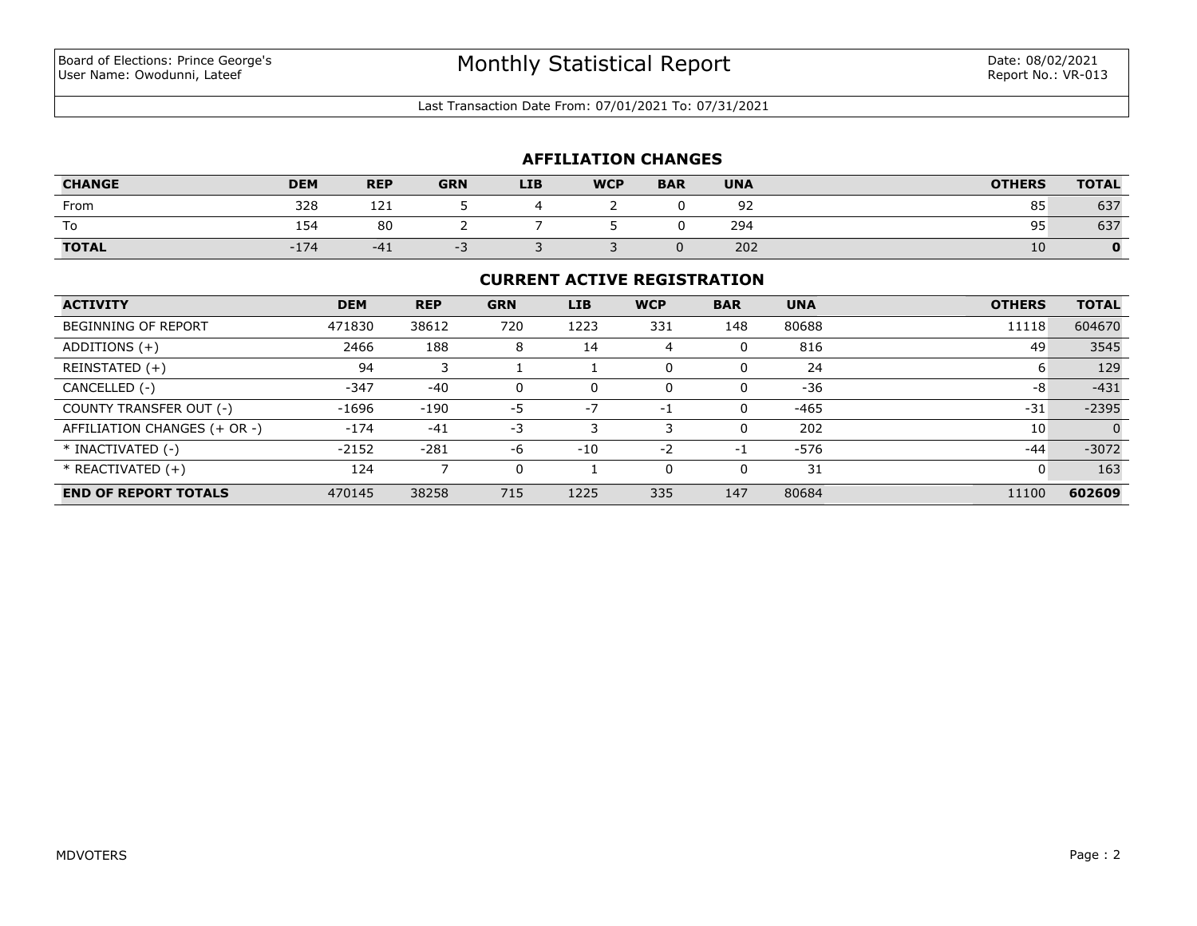Board of Elections: Prince George's
User Name: Owodunni, Lateef

# Monthly Statistical Report

Date: 08/02/2021
Report No.: VR-013

Last Transaction Date From: 07/01/2021 To: 07/31/2021

## AFFILIATION CHANGES

| CHANGE | DEM | REP | GRN | LIB | WCP | BAR | UNA | OTHERS | TOTAL |
|---|---|---|---|---|---|---|---|---|---|
| From | 328 | 121 | 5 | 4 | 2 | 0 | 92 | 85 | 637 |
| To | 154 | 80 | 2 | 7 | 5 | 0 | 294 | 95 | 637 |
| **TOTAL** | -174 | -41 | -3 | 3 | 3 | 0 | 202 | 10 | **0** |

## CURRENT ACTIVE REGISTRATION

| ACTIVITY | DEM | REP | GRN | LIB | WCP | BAR | UNA | OTHERS | TOTAL |
|---|---|---|---|---|---|---|---|---|---|
| BEGINNING OF REPORT | 471830 | 38612 | 720 | 1223 | 331 | 148 | 80688 | 11118 | 604670 |
| ADDITIONS (+) | 2466 | 188 | 8 | 14 | 4 | 0 | 816 | 49 | 3545 |
| REINSTATED (+) | 94 | 3 | 1 | 1 | 0 | 0 | 24 | 6 | 129 |
| CANCELLED (-) | -347 | -40 | 0 | 0 | 0 | 0 | -36 | -8 | -431 |
| COUNTY TRANSFER OUT (-) | -1696 | -190 | -5 | -7 | -1 | 0 | -465 | -31 | -2395 |
| AFFILIATION CHANGES (+ OR -) | -174 | -41 | -3 | 3 | 3 | 0 | 202 | 10 | 0 |
| * INACTIVATED (-) | -2152 | -281 | -6 | -10 | -2 | -1 | -576 | -44 | -3072 |
| * REACTIVATED (+) | 124 | 7 | 0 | 1 | 0 | 0 | 31 | 0 | 163 |
| **END OF REPORT TOTALS** | 470145 | 38258 | 715 | 1225 | 335 | 147 | 80684 | 11100 | **602609** |

MDVOTERS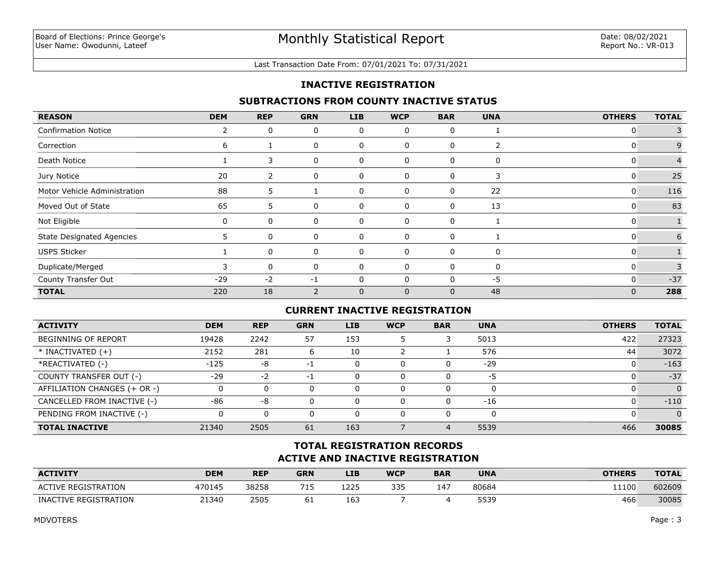Board of Elections: Prince George's
User Name: Owodunni, Lateef

# Monthly Statistical Report

Date: 08/02/2021
Report No.: VR-013

Last Transaction Date From: 07/01/2021 To: 07/31/2021

## INACTIVE REGISTRATION

### SUBTRACTIONS FROM COUNTY INACTIVE STATUS

| REASON | DEM | REP | GRN | LIB | WCP | BAR | UNA | OTHERS | TOTAL |
|---|---|---|---|---|---|---|---|---|---|
| Confirmation Notice | 2 | 0 | 0 | 0 | 0 | 0 | 1 | 0 | 3 |
| Correction | 6 | 1 | 0 | 0 | 0 | 0 | 2 | 0 | 9 |
| Death Notice | 1 | 3 | 0 | 0 | 0 | 0 | 0 | 0 | 4 |
| Jury Notice | 20 | 2 | 0 | 0 | 0 | 0 | 3 | 0 | 25 |
| Motor Vehicle Administration | 88 | 5 | 1 | 0 | 0 | 0 | 22 | 0 | 116 |
| Moved Out of State | 65 | 5 | 0 | 0 | 0 | 0 | 13 | 0 | 83 |
| Not Eligible | 0 | 0 | 0 | 0 | 0 | 0 | 1 | 0 | 1 |
| State Designated Agencies | 5 | 0 | 0 | 0 | 0 | 0 | 1 | 0 | 6 |
| USPS Sticker | 1 | 0 | 0 | 0 | 0 | 0 | 0 | 0 | 1 |
| Duplicate/Merged | 3 | 0 | 0 | 0 | 0 | 0 | 0 | 0 | 3 |
| County Transfer Out | -29 | -2 | -1 | 0 | 0 | 0 | -5 | 0 | -37 |
| **TOTAL** | 220 | 18 | 2 | 0 | 0 | 0 | 48 | 0 | **288** |

### CURRENT INACTIVE REGISTRATION

| ACTIVITY | DEM | REP | GRN | LIB | WCP | BAR | UNA | OTHERS | TOTAL |
|---|---|---|---|---|---|---|---|---|---|
| BEGINNING OF REPORT | 19428 | 2242 | 57 | 153 | 5 | 3 | 5013 | 422 | 27323 |
| * INACTIVATED (+) | 2152 | 281 | 6 | 10 | 2 | 1 | 576 | 44 | 3072 |
| *REACTIVATED (-) | -125 | -8 | -1 | 0 | 0 | 0 | -29 | 0 | -163 |
| COUNTY TRANSFER OUT (-) | -29 | -2 | -1 | 0 | 0 | 0 | -5 | 0 | -37 |
| AFFILIATION CHANGES (+ OR -) | 0 | 0 | 0 | 0 | 0 | 0 | 0 | 0 | 0 |
| CANCELLED FROM INACTIVE (-) | -86 | -8 | 0 | 0 | 0 | 0 | -16 | 0 | -110 |
| PENDING FROM INACTIVE (-) | 0 | 0 | 0 | 0 | 0 | 0 | 0 | 0 | 0 |
| **TOTAL INACTIVE** | 21340 | 2505 | 61 | 163 | 7 | 4 | 5539 | 466 | **30085** |

### TOTAL REGISTRATION RECORDS
### ACTIVE AND INACTIVE REGISTRATION

| ACTIVITY | DEM | REP | GRN | LIB | WCP | BAR | UNA | OTHERS | TOTAL |
|---|---|---|---|---|---|---|---|---|---|
| ACTIVE REGISTRATION | 470145 | 38258 | 715 | 1225 | 335 | 147 | 80684 | 11100 | 602609 |
| INACTIVE REGISTRATION | 21340 | 2505 | 61 | 163 | 7 | 4 | 5539 | 466 | 30085 |

MDVOTERS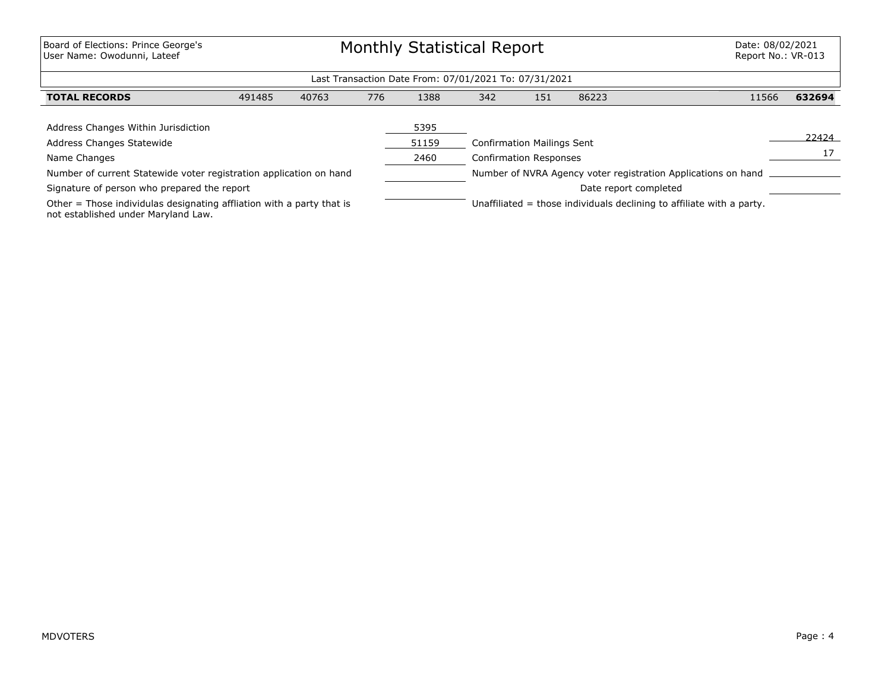Board of Elections: Prince George's
User Name: Owodunni, Lateef

# Monthly Statistical Report

Date: 08/02/2021
Report No.: VR-013

Last Transaction Date From: 07/01/2021 To: 07/31/2021

| | | | | | | | | | |
|---|---|---|---|---|---|---|---|---|---|
| **TOTAL RECORDS** | 491485 | 40763 | 776 | 1388 | 342 | 151 | 86223 | 11566 | **632694** |

| | | | |
|---|---|---|---|
| Address Changes Within Jurisdiction | 5395 | | |
| Address Changes Statewide | 51159 | Confirmation Mailings Sent | 22424 |
| Name Changes | 2460 | Confirmation Responses | 17 |
| Number of current Statewide voter registration application on hand | | Number of NVRA Agency voter registration Applications on hand | |
| Signature of person who prepared the report | | Date report completed | |
| Other = Those individulas designating affliation with a party that is not established under Maryland Law. | | Unaffiliated = those individuals declining to affiliate with a party. | |

MDVOTERS